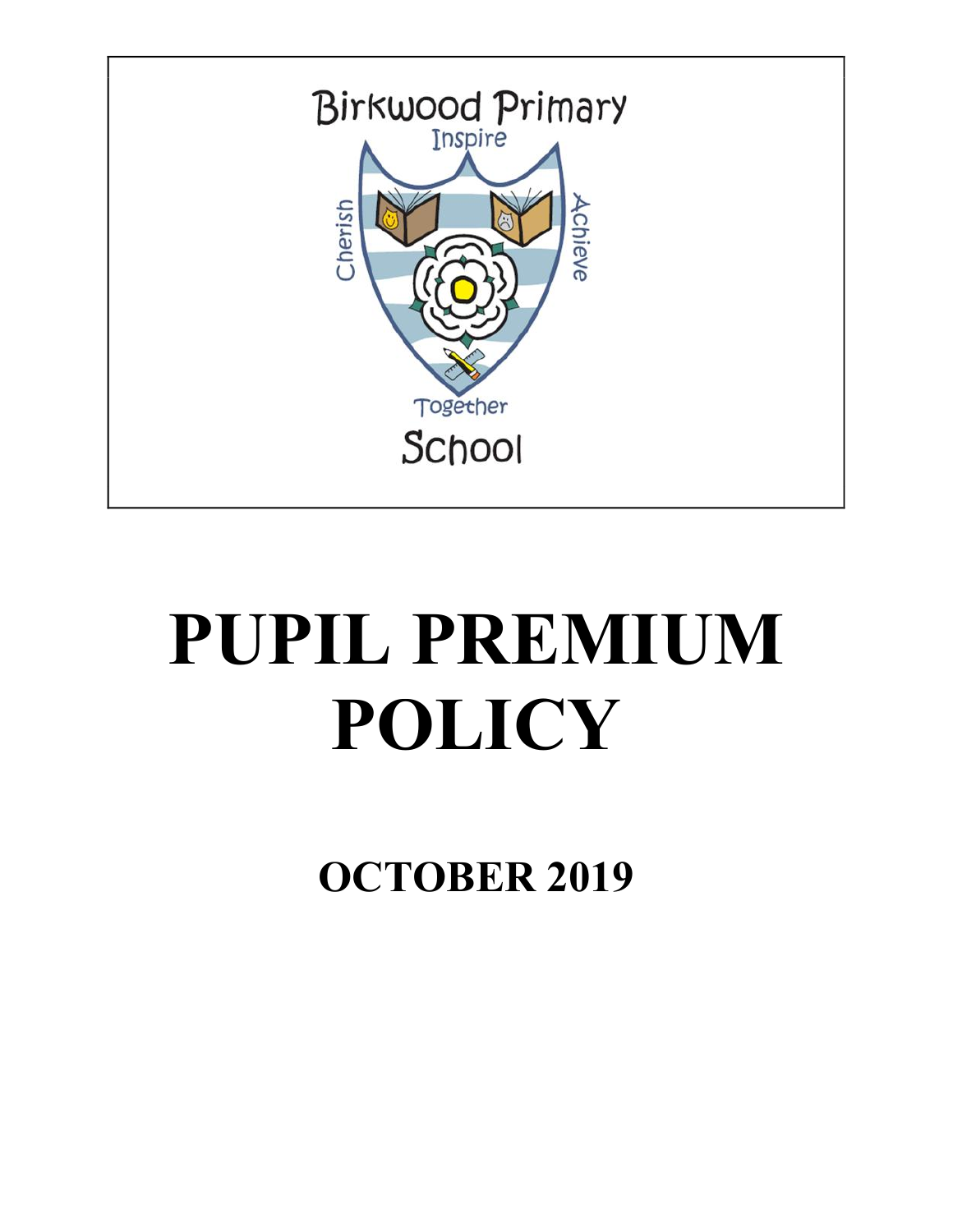Birkwood Primary School

Inspire · Achieve · Together · Cherish

# PUPIL PREMIUM POLICY

## OCTOBER 2019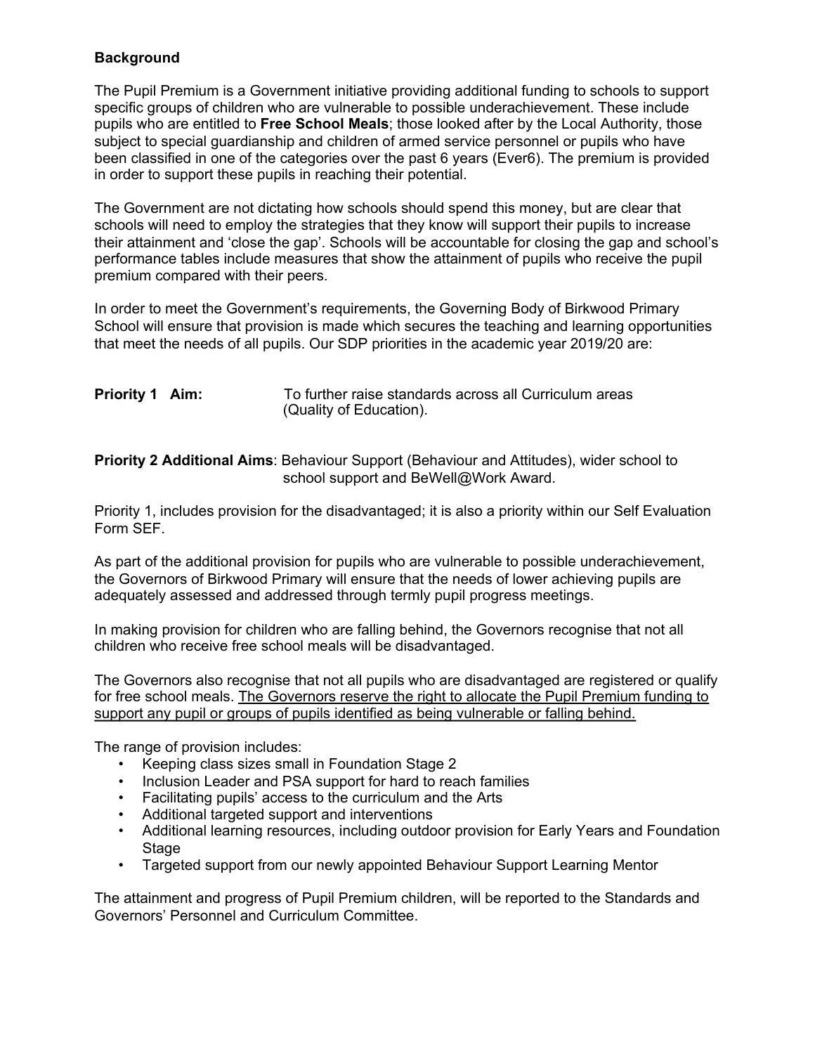**Background**

The Pupil Premium is a Government initiative providing additional funding to schools to support specific groups of children who are vulnerable to possible underachievement. These include pupils who are entitled to **Free School Meals**; those looked after by the Local Authority, those subject to special guardianship and children of armed service personnel or pupils who have been classified in one of the categories over the past 6 years (Ever6). The premium is provided in order to support these pupils in reaching their potential.

The Government are not dictating how schools should spend this money, but are clear that schools will need to employ the strategies that they know will support their pupils to increase their attainment and 'close the gap'. Schools will be accountable for closing the gap and school's performance tables include measures that show the attainment of pupils who receive the pupil premium compared with their peers.

In order to meet the Government's requirements, the Governing Body of Birkwood Primary School will ensure that provision is made which secures the teaching and learning opportunities that meet the needs of all pupils. Our SDP priorities in the academic year 2019/20 are:

**Priority 1 Aim:** To further raise standards across all Curriculum areas (Quality of Education).

**Priority 2 Additional Aims**: Behaviour Support (Behaviour and Attitudes), wider school to school support and BeWell@Work Award.

Priority 1, includes provision for the disadvantaged; it is also a priority within our Self Evaluation Form SEF.

As part of the additional provision for pupils who are vulnerable to possible underachievement, the Governors of Birkwood Primary will ensure that the needs of lower achieving pupils are adequately assessed and addressed through termly pupil progress meetings.

In making provision for children who are falling behind, the Governors recognise that not all children who receive free school meals will be disadvantaged.

The Governors also recognise that not all pupils who are disadvantaged are registered or qualify for free school meals. The Governors reserve the right to allocate the Pupil Premium funding to support any pupil or groups of pupils identified as being vulnerable or falling behind.

The range of provision includes:

- Keeping class sizes small in Foundation Stage 2
- Inclusion Leader and PSA support for hard to reach families
- Facilitating pupils' access to the curriculum and the Arts
- Additional targeted support and interventions
- Additional learning resources, including outdoor provision for Early Years and Foundation Stage
- Targeted support from our newly appointed Behaviour Support Learning Mentor

The attainment and progress of Pupil Premium children, will be reported to the Standards and Governors' Personnel and Curriculum Committee.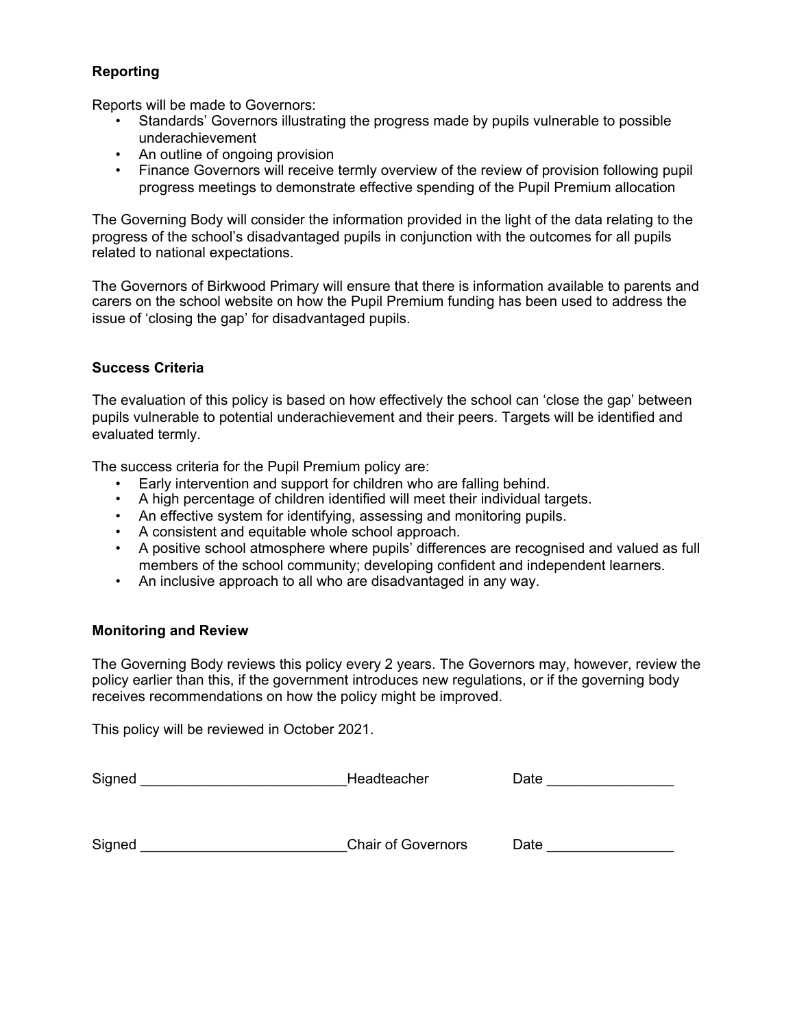**Reporting**

Reports will be made to Governors:

- Standards' Governors illustrating the progress made by pupils vulnerable to possible underachievement
- An outline of ongoing provision
- Finance Governors will receive termly overview of the review of provision following pupil progress meetings to demonstrate effective spending of the Pupil Premium allocation

The Governing Body will consider the information provided in the light of the data relating to the progress of the school's disadvantaged pupils in conjunction with the outcomes for all pupils related to national expectations.

The Governors of Birkwood Primary will ensure that there is information available to parents and carers on the school website on how the Pupil Premium funding has been used to address the issue of 'closing the gap' for disadvantaged pupils.

**Success Criteria**

The evaluation of this policy is based on how effectively the school can 'close the gap' between pupils vulnerable to potential underachievement and their peers. Targets will be identified and evaluated termly.

The success criteria for the Pupil Premium policy are:

- Early intervention and support for children who are falling behind.
- A high percentage of children identified will meet their individual targets.
- An effective system for identifying, assessing and monitoring pupils.
- A consistent and equitable whole school approach.
- A positive school atmosphere where pupils' differences are recognised and valued as full members of the school community; developing confident and independent learners.
- An inclusive approach to all who are disadvantaged in any way.

**Monitoring and Review**

The Governing Body reviews this policy every 2 years. The Governors may, however, review the policy earlier than this, if the government introduces new regulations, or if the governing body receives recommendations on how the policy might be improved.

This policy will be reviewed in October 2021.

Signed _________________________ Headteacher     Date _______________

Signed _________________________ Chair of Governors     Date _______________